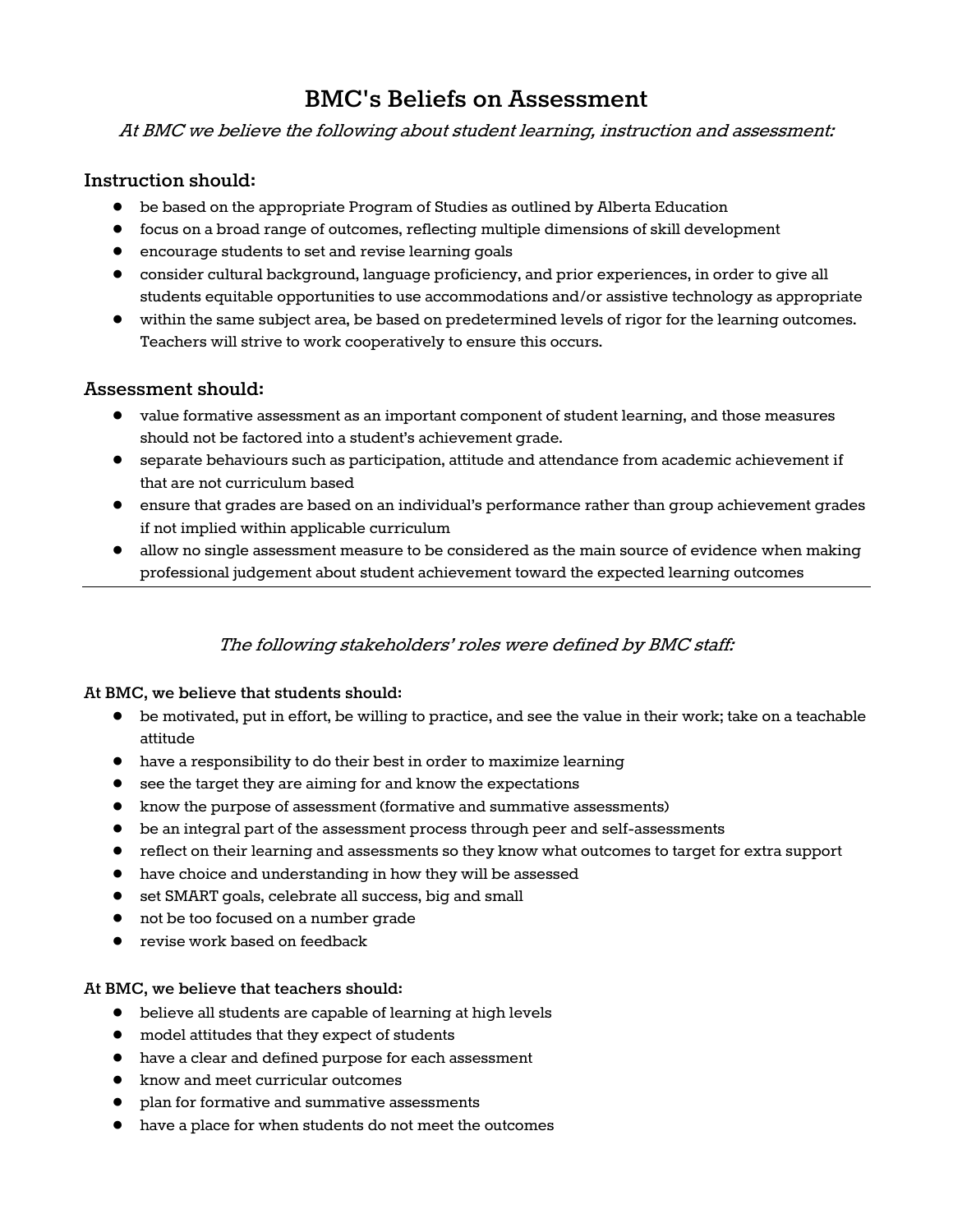# BMC's Beliefs on Assessment

*At BMC we believe the following about student learning, instruction and assessment:*

## Instruction should:

- be based on the appropriate Program of Studies as outlined by Alberta Education
- focus on a broad range of outcomes, reflecting multiple dimensions of skill development
- encourage students to set and revise learning goals
- consider cultural background, language proficiency, and prior experiences, in order to give all students equitable opportunities to use accommodations and/or assistive technology as appropriate
- within the same subject area, be based on predetermined levels of rigor for the learning outcomes. Teachers will strive to work cooperatively to ensure this occurs.

## Assessment should:

- value formative assessment as an important component of student learning, and those measures should not be factored into a student's achievement grade.
- separate behaviours such as participation, attitude and attendance from academic achievement if that are not curriculum based
- ensure that grades are based on an individual's performance rather than group achievement grades if not implied within applicable curriculum
- allow no single assessment measure to be considered as the main source of evidence when making professional judgement about student achievement toward the expected learning outcomes

---

*The following stakeholders' roles were defined by BMC staff:*

**At BMC, we believe that students should:**

- be motivated, put in effort, be willing to practice, and see the value in their work; take on a teachable attitude
- have a responsibility to do their best in order to maximize learning
- see the target they are aiming for and know the expectations
- know the purpose of assessment (formative and summative assessments)
- be an integral part of the assessment process through peer and self-assessments
- reflect on their learning and assessments so they know what outcomes to target for extra support
- have choice and understanding in how they will be assessed
- set SMART goals, celebrate all success, big and small
- not be too focused on a number grade
- revise work based on feedback

**At BMC, we believe that teachers should:**

- believe all students are capable of learning at high levels
- model attitudes that they expect of students
- have a clear and defined purpose for each assessment
- know and meet curricular outcomes
- plan for formative and summative assessments
- have a place for when students do not meet the outcomes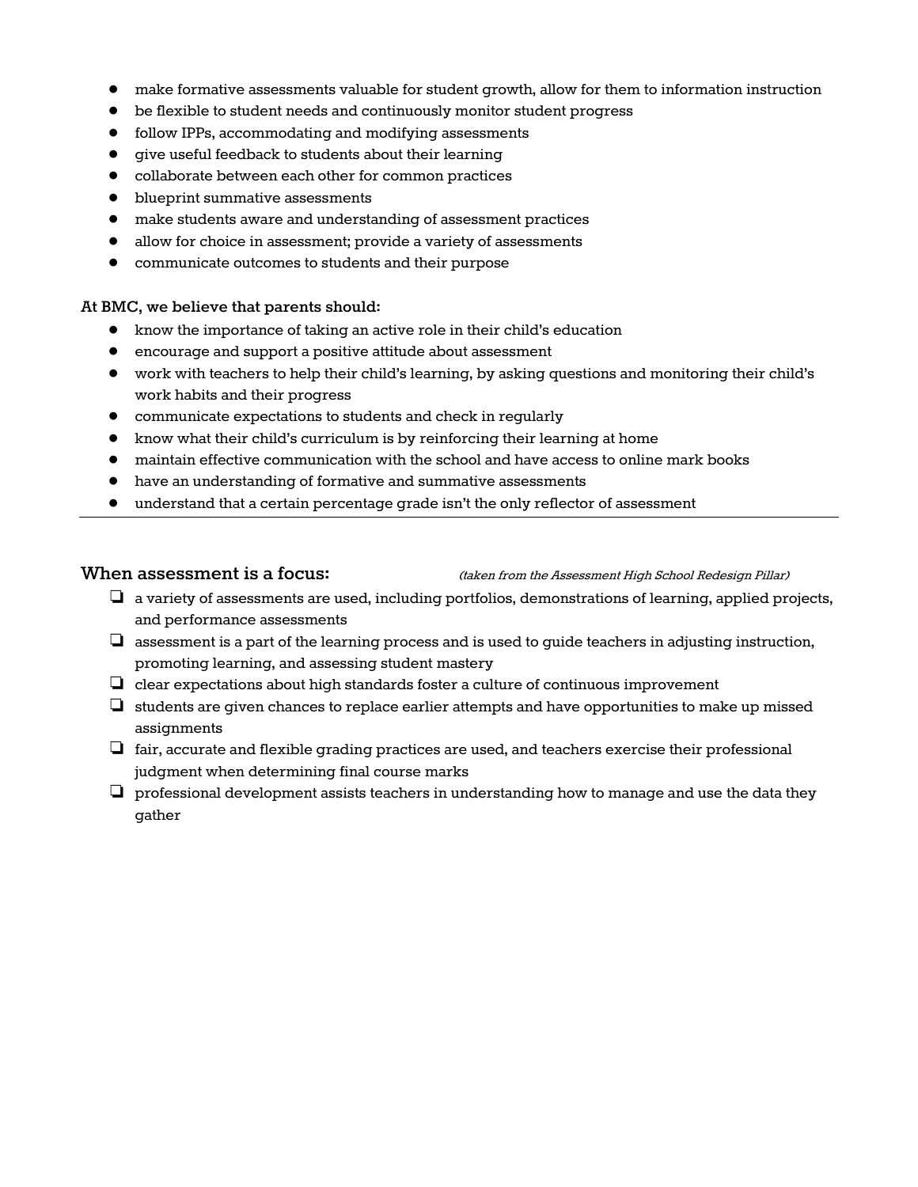- make formative assessments valuable for student growth, allow for them to information instruction
- be flexible to student needs and continuously monitor student progress
- follow IPPs, accommodating and modifying assessments
- give useful feedback to students about their learning
- collaborate between each other for common practices
- blueprint summative assessments
- make students aware and understanding of assessment practices
- allow for choice in assessment; provide a variety of assessments
- communicate outcomes to students and their purpose

**At BMC, we believe that parents should:**

- know the importance of taking an active role in their child's education
- encourage and support a positive attitude about assessment
- work with teachers to help their child's learning, by asking questions and monitoring their child's work habits and their progress
- communicate expectations to students and check in regularly
- know what their child's curriculum is by reinforcing their learning at home
- maintain effective communication with the school and have access to online mark books
- have an understanding of formative and summative assessments
- understand that a certain percentage grade isn't the only reflector of assessment

---

## When assessment is a focus: *(taken from the Assessment High School Redesign Pillar)*

- ❏ a variety of assessments are used, including portfolios, demonstrations of learning, applied projects, and performance assessments
- ❏ assessment is a part of the learning process and is used to guide teachers in adjusting instruction, promoting learning, and assessing student mastery
- ❏ clear expectations about high standards foster a culture of continuous improvement
- ❏ students are given chances to replace earlier attempts and have opportunities to make up missed assignments
- ❏ fair, accurate and flexible grading practices are used, and teachers exercise their professional judgment when determining final course marks
- ❏ professional development assists teachers in understanding how to manage and use the data they gather